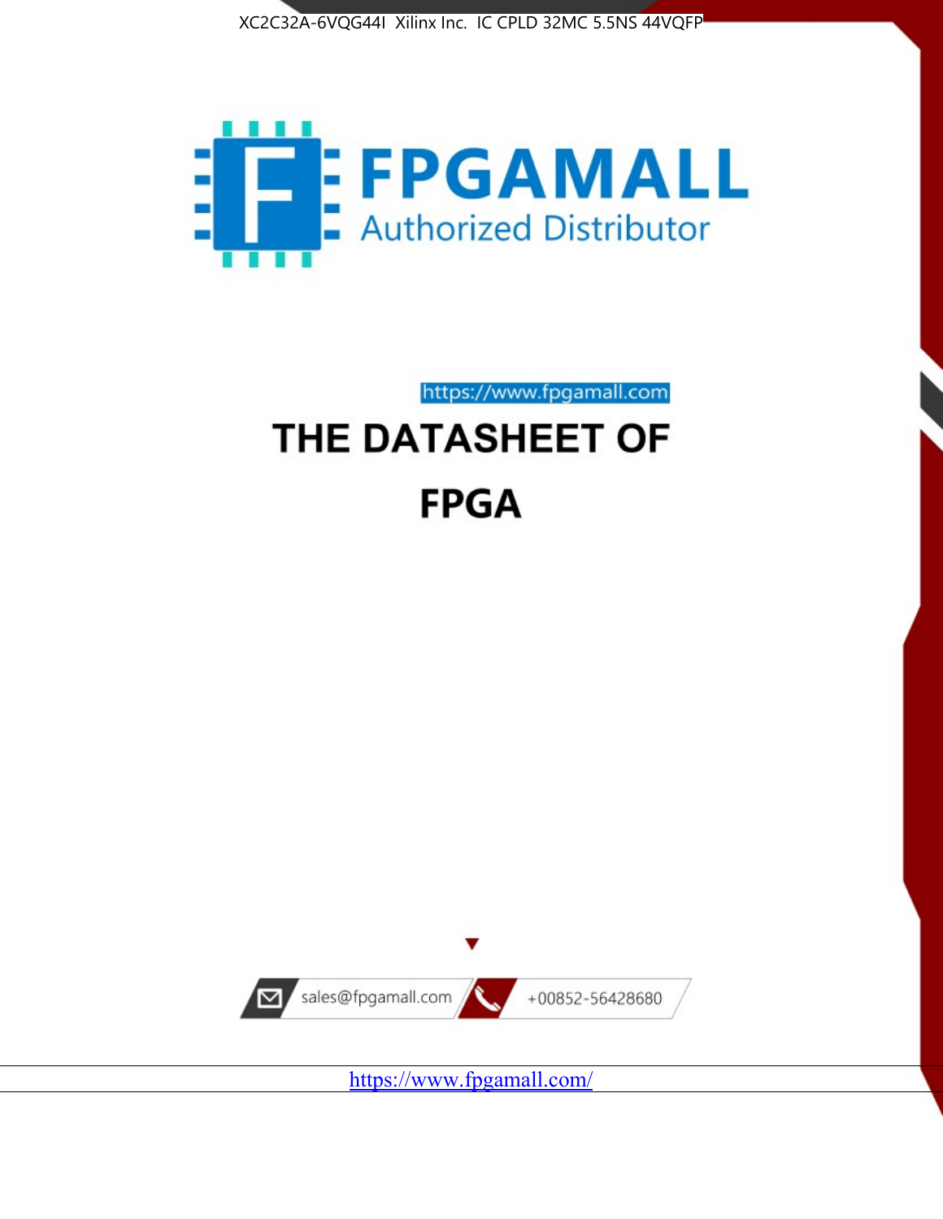XC2C32A-6VQG44I Xilinx Inc. IC CPLD 32MC 5.5NS 44VQFP

FPGAMALL

Authorized Distributor

https://www.fpgamall.com

# THE DATASHEET OF

# FPGA

sales@fpgamall.com

+00852-56428680

https://www.fpgamall.com/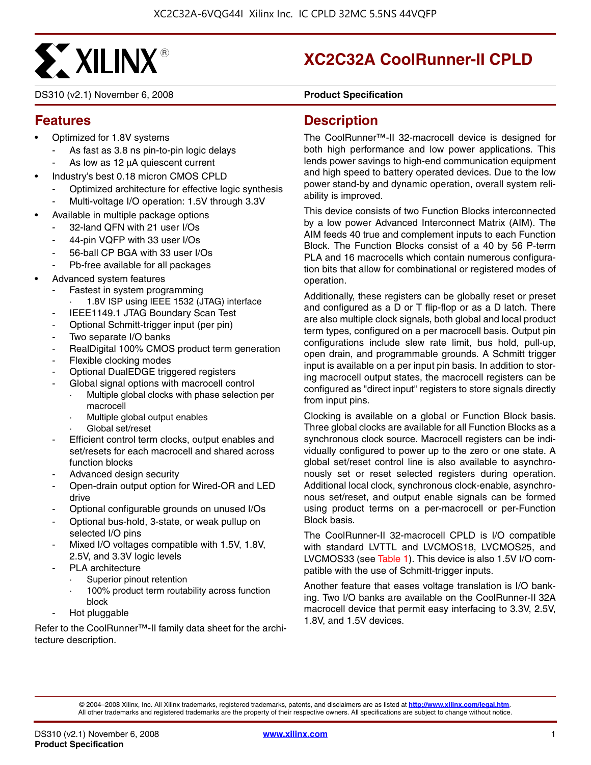# XC2C32A CoolRunner-II CPLD

DS310 (v2.1) November 6, 2008 **Product Specification**

## Features

- Optimized for 1.8V systems
  - As fast as 3.8 ns pin-to-pin logic delays
  - As low as 12 μA quiescent current
- Industry's best 0.18 micron CMOS CPLD
  - Optimized architecture for effective logic synthesis
  - Multi-voltage I/O operation: 1.5V through 3.3V
- Available in multiple package options
  - 32-land QFN with 21 user I/Os
  - 44-pin VQFP with 33 user I/Os
  - 56-ball CP BGA with 33 user I/Os
  - Pb-free available for all packages
- Advanced system features
  - Fastest in system programming
    - 1.8V ISP using IEEE 1532 (JTAG) interface
  - IEEE1149.1 JTAG Boundary Scan Test
  - Optional Schmitt-trigger input (per pin)
  - Two separate I/O banks
  - RealDigital 100% CMOS product term generation
  - Flexible clocking modes
  - Optional DualEDGE triggered registers
  - Global signal options with macrocell control
    - Multiple global clocks with phase selection per macrocell
    - Multiple global output enables
    - Global set/reset
  - Efficient control term clocks, output enables and set/resets for each macrocell and shared across function blocks
  - Advanced design security
  - Open-drain output option for Wired-OR and LED drive
  - Optional configurable grounds on unused I/Os
  - Optional bus-hold, 3-state, or weak pullup on selected I/O pins
  - Mixed I/O voltages compatible with 1.5V, 1.8V, 2.5V, and 3.3V logic levels
  - PLA architecture
    - Superior pinout retention
    - 100% product term routability across function block
  - Hot pluggable

Refer to the CoolRunner™-II family data sheet for the architecture description.

## Description

The CoolRunner™-II 32-macrocell device is designed for both high performance and low power applications. This lends power savings to high-end communication equipment and high speed to battery operated devices. Due to the low power stand-by and dynamic operation, overall system reliability is improved.

This device consists of two Function Blocks interconnected by a low power Advanced Interconnect Matrix (AIM). The AIM feeds 40 true and complement inputs to each Function Block. The Function Blocks consist of a 40 by 56 P-term PLA and 16 macrocells which contain numerous configuration bits that allow for combinational or registered modes of operation.

Additionally, these registers can be globally reset or preset and configured as a D or T flip-flop or as a D latch. There are also multiple clock signals, both global and local product term types, configured on a per macrocell basis. Output pin configurations include slew rate limit, bus hold, pull-up, open drain, and programmable grounds. A Schmitt trigger input is available on a per input pin basis. In addition to storing macrocell output states, the macrocell registers can be configured as "direct input" registers to store signals directly from input pins.

Clocking is available on a global or Function Block basis. Three global clocks are available for all Function Blocks as a synchronous clock source. Macrocell registers can be individually configured to power up to the zero or one state. A global set/reset control line is also available to asynchronously set or reset selected registers during operation. Additional local clock, synchronous clock-enable, asynchronous set/reset, and output enable signals can be formed using product terms on a per-macrocell or per-Function Block basis.

The CoolRunner-II 32-macrocell CPLD is I/O compatible with standard LVTTL and LVCMOS18, LVCMOS25, and LVCMOS33 (see Table 1). This device is also 1.5V I/O compatible with the use of Schmitt-trigger inputs.

Another feature that eases voltage translation is I/O banking. Two I/O banks are available on the CoolRunner-II 32A macrocell device that permit easy interfacing to 3.3V, 2.5V, 1.8V, and 1.5V devices.

© 2004–2008 Xilinx, Inc. All Xilinx trademarks, registered trademarks, patents, and disclaimers are as listed at http://www.xilinx.com/legal.htm. All other trademarks and registered trademarks are the property of their respective owners. All specifications are subject to change without notice.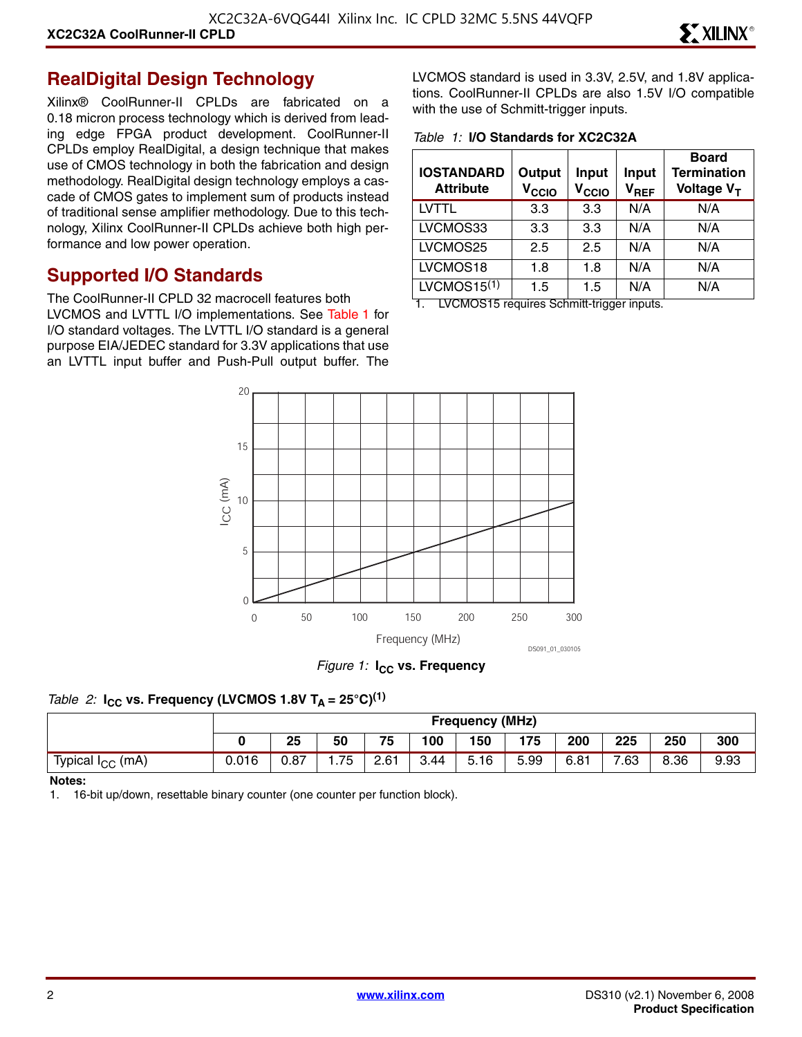## RealDigital Design Technology

Xilinx® CoolRunner-II CPLDs are fabricated on a 0.18 micron process technology which is derived from leading edge FPGA product development. CoolRunner-II CPLDs employ RealDigital, a design technique that makes use of CMOS technology in both the fabrication and design methodology. RealDigital design technology employs a cascade of CMOS gates to implement sum of products instead of traditional sense amplifier methodology. Due to this technology, Xilinx CoolRunner-II CPLDs achieve both high performance and low power operation.

## Supported I/O Standards

The CoolRunner-II CPLD 32 macrocell features both LVCMOS and LVTTL I/O implementations. See Table 1 for I/O standard voltages. The LVTTL I/O standard is a general purpose EIA/JEDEC standard for 3.3V applications that use an LVTTL input buffer and Push-Pull output buffer. The LVCMOS standard is used in 3.3V, 2.5V, and 1.8V applications. CoolRunner-II CPLDs are also 1.5V I/O compatible with the use of Schmitt-trigger inputs.

*Table 1:* **I/O Standards for XC2C32A**

| IOSTANDARD Attribute | Output $V_{CCIO}$ | Input $V_{CCIO}$ | Input $V_{REF}$ | Board Termination Voltage $V_T$ |
|---|---|---|---|---|
| LVTTL | 3.3 | 3.3 | N/A | N/A |
| LVCMOS33 | 3.3 | 3.3 | N/A | N/A |
| LVCMOS25 | 2.5 | 2.5 | N/A | N/A |
| LVCMOS18 | 1.8 | 1.8 | N/A | N/A |
| LVCMOS15[1] | 1.5 | 1.5 | N/A | N/A |

1. LVCMOS15 requires Schmitt-trigger inputs.

*Figure 1:* **$I_{CC}$ vs. Frequency**

*Table 2:* **$I_{CC}$ vs. Frequency (LVCMOS 1.8V $T_A$ = 25°C)[1]**

| | Frequency (MHz) | | | | | | | | | | |
|---|---|---|---|---|---|---|---|---|---|---|---|
| | **0** | **25** | **50** | **75** | **100** | **150** | **175** | **200** | **225** | **250** | **300** |
| Typical $I_{CC}$ (mA) | 0.016 | 0.87 | 1.75 | 2.61 | 3.44 | 5.16 | 5.99 | 6.81 | 7.63 | 8.36 | 9.93 |

**Notes:**

1. 16-bit up/down, resettable binary counter (one counter per function block).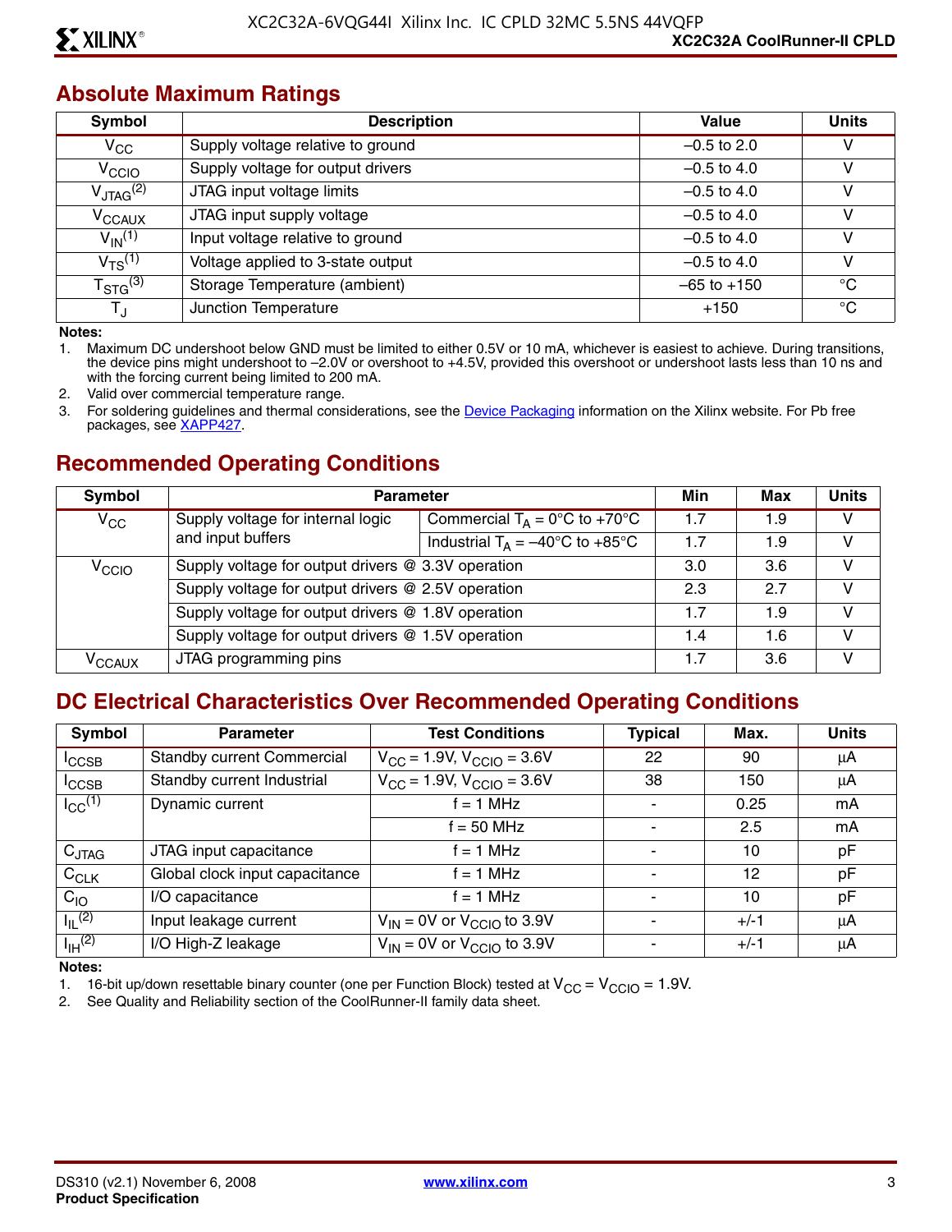## Absolute Maximum Ratings

| Symbol | Description | Value | Units |
|---|---|---|---|
| $V_{CC}$ | Supply voltage relative to ground | –0.5 to 2.0 | V |
| $V_{CCIO}$ | Supply voltage for output drivers | –0.5 to 4.0 | V |
| $V_{JTAG}$[2] | JTAG input voltage limits | –0.5 to 4.0 | V |
| $V_{CCAUX}$ | JTAG input supply voltage | –0.5 to 4.0 | V |
| $V_{IN}$[1] | Input voltage relative to ground | –0.5 to 4.0 | V |
| $V_{TS}$[1] | Voltage applied to 3-state output | –0.5 to 4.0 | V |
| $T_{STG}$[3] | Storage Temperature (ambient) | –65 to +150 | °C |
| $T_J$ | Junction Temperature | +150 | °C |

**Notes:**

1. Maximum DC undershoot below GND must be limited to either 0.5V or 10 mA, whichever is easiest to achieve. During transitions, the device pins might undershoot to –2.0V or overshoot to +4.5V, provided this overshoot or undershoot lasts less than 10 ns and with the forcing current being limited to 200 mA.
2. Valid over commercial temperature range.
3. For soldering guidelines and thermal considerations, see the Device Packaging information on the Xilinx website. For Pb free packages, see XAPP427.

## Recommended Operating Conditions

| Symbol | Parameter | | Min | Max | Units |
|---|---|---|---|---|---|
| $V_{CC}$ | Supply voltage for internal logic and input buffers | Commercial $T_A$ = 0°C to +70°C | 1.7 | 1.9 | V |
| | | Industrial $T_A$ = –40°C to +85°C | 1.7 | 1.9 | V |
| $V_{CCIO}$ | Supply voltage for output drivers @ 3.3V operation | | 3.0 | 3.6 | V |
| | Supply voltage for output drivers @ 2.5V operation | | 2.3 | 2.7 | V |
| | Supply voltage for output drivers @ 1.8V operation | | 1.7 | 1.9 | V |
| | Supply voltage for output drivers @ 1.5V operation | | 1.4 | 1.6 | V |
| $V_{CCAUX}$ | JTAG programming pins | | 1.7 | 3.6 | V |

## DC Electrical Characteristics Over Recommended Operating Conditions

| Symbol | Parameter | Test Conditions | Typical | Max. | Units |
|---|---|---|---|---|---|
| $I_{CCSB}$ | Standby current Commercial | $V_{CC}$ = 1.9V, $V_{CCIO}$ = 3.6V | 22 | 90 | µA |
| $I_{CCSB}$ | Standby current Industrial | $V_{CC}$ = 1.9V, $V_{CCIO}$ = 3.6V | 38 | 150 | µA |
| $I_{CC}$[1] | Dynamic current | f = 1 MHz | - | 0.25 | mA |
| | | f = 50 MHz | - | 2.5 | mA |
| $C_{JTAG}$ | JTAG input capacitance | f = 1 MHz | - | 10 | pF |
| $C_{CLK}$ | Global clock input capacitance | f = 1 MHz | - | 12 | pF |
| $C_{IO}$ | I/O capacitance | f = 1 MHz | - | 10 | pF |
| $I_{IL}$[2] | Input leakage current | $V_{IN}$ = 0V or $V_{CCIO}$ to 3.9V | - | +/-1 | µA |
| $I_{IH}$[2] | I/O High-Z leakage | $V_{IN}$ = 0V or $V_{CCIO}$ to 3.9V | - | +/-1 | µA |

**Notes:**

1. 16-bit up/down resettable binary counter (one per Function Block) tested at $V_{CC}$ = $V_{CCIO}$ = 1.9V.
2. See Quality and Reliability section of the CoolRunner-II family data sheet.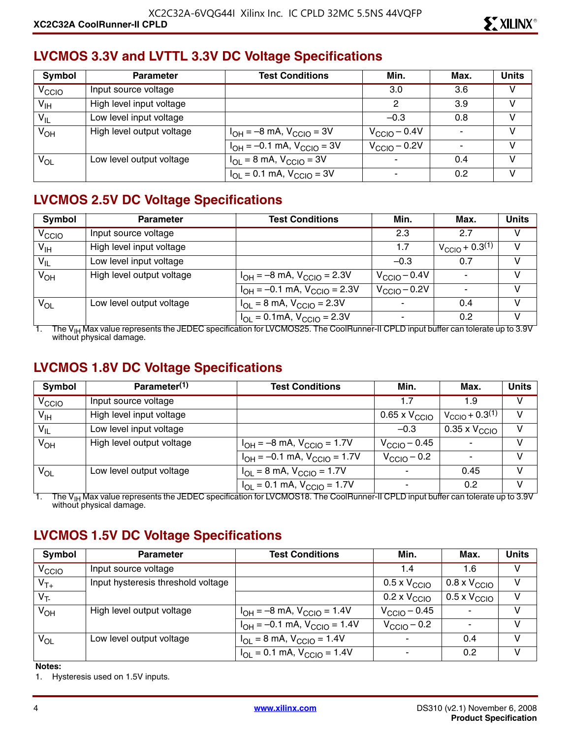## LVCMOS 3.3V and LVTTL 3.3V DC Voltage Specifications

| Symbol | Parameter | Test Conditions | Min. | Max. | Units |
|---|---|---|---|---|---|
| $V_{CCIO}$ | Input source voltage | | 3.0 | 3.6 | V |
| $V_{IH}$ | High level input voltage | | 2 | 3.9 | V |
| $V_{IL}$ | Low level input voltage | | –0.3 | 0.8 | V |
| $V_{OH}$ | High level output voltage | $I_{OH}$ = –8 mA, $V_{CCIO}$ = 3V | $V_{CCIO}$ – 0.4V | - | V |
| | | $I_{OH}$ = –0.1 mA, $V_{CCIO}$ = 3V | $V_{CCIO}$ – 0.2V | - | V |
| $V_{OL}$ | Low level output voltage | $I_{OL}$ = 8 mA, $V_{CCIO}$ = 3V | - | 0.4 | V |
| | | $I_{OL}$ = 0.1 mA, $V_{CCIO}$ = 3V | - | 0.2 | V |

## LVCMOS 2.5V DC Voltage Specifications

| Symbol | Parameter | Test Conditions | Min. | Max. | Units |
|---|---|---|---|---|---|
| $V_{CCIO}$ | Input source voltage | | 2.3 | 2.7 | V |
| $V_{IH}$ | High level input voltage | | 1.7 | $V_{CCIO}$ + 0.3[1] | V |
| $V_{IL}$ | Low level input voltage | | –0.3 | 0.7 | V |
| $V_{OH}$ | High level output voltage | $I_{OH}$ = –8 mA, $V_{CCIO}$ = 2.3V | $V_{CCIO}$ – 0.4V | - | V |
| | | $I_{OH}$ = –0.1 mA, $V_{CCIO}$ = 2.3V | $V_{CCIO}$ – 0.2V | - | V |
| $V_{OL}$ | Low level output voltage | $I_{OL}$ = 8 mA, $V_{CCIO}$ = 2.3V | - | 0.4 | V |
| | | $I_{OL}$ = 0.1mA, $V_{CCIO}$ = 2.3V | - | 0.2 | V |

1. The $V_{IH}$ Max value represents the JEDEC specification for LVCMOS25. The CoolRunner-II CPLD input buffer can tolerate up to 3.9V without physical damage.

## LVCMOS 1.8V DC Voltage Specifications

| Symbol | Parameter[1] | Test Conditions | Min. | Max. | Units |
|---|---|---|---|---|---|
| $V_{CCIO}$ | Input source voltage | | 1.7 | 1.9 | V |
| $V_{IH}$ | High level input voltage | | 0.65 x $V_{CCIO}$ | $V_{CCIO}$ + 0.3[1] | V |
| $V_{IL}$ | Low level input voltage | | –0.3 | 0.35 x $V_{CCIO}$ | V |
| $V_{OH}$ | High level output voltage | $I_{OH}$ = –8 mA, $V_{CCIO}$ = 1.7V | $V_{CCIO}$ – 0.45 | - | V |
| | | $I_{OH}$ = –0.1 mA, $V_{CCIO}$ = 1.7V | $V_{CCIO}$ – 0.2 | - | V |
| $V_{OL}$ | Low level output voltage | $I_{OL}$ = 8 mA, $V_{CCIO}$ = 1.7V | - | 0.45 | V |
| | | $I_{OL}$ = 0.1 mA, $V_{CCIO}$ = 1.7V | - | 0.2 | V |

1. The $V_{IH}$ Max value represents the JEDEC specification for LVCMOS18. The CoolRunner-II CPLD input buffer can tolerate up to 3.9V without physical damage.

## LVCMOS 1.5V DC Voltage Specifications

| Symbol | Parameter | Test Conditions | Min. | Max. | Units |
|---|---|---|---|---|---|
| $V_{CCIO}$ | Input source voltage | | 1.4 | 1.6 | V |
| $V_{T+}$ | Input hysteresis threshold voltage | | 0.5 x $V_{CCIO}$ | 0.8 x $V_{CCIO}$ | V |
| $V_{T-}$ | | | 0.2 x $V_{CCIO}$ | 0.5 x $V_{CCIO}$ | V |
| $V_{OH}$ | High level output voltage | $I_{OH}$ = –8 mA, $V_{CCIO}$ = 1.4V | $V_{CCIO}$ – 0.45 | - | V |
| | | $I_{OH}$ = –0.1 mA, $V_{CCIO}$ = 1.4V | $V_{CCIO}$ – 0.2 | - | V |
| $V_{OL}$ | Low level output voltage | $I_{OL}$ = 8 mA, $V_{CCIO}$ = 1.4V | - | 0.4 | V |
| | | $I_{OL}$ = 0.1 mA, $V_{CCIO}$ = 1.4V | - | 0.2 | V |

**Notes:**

1. Hysteresis used on 1.5V inputs.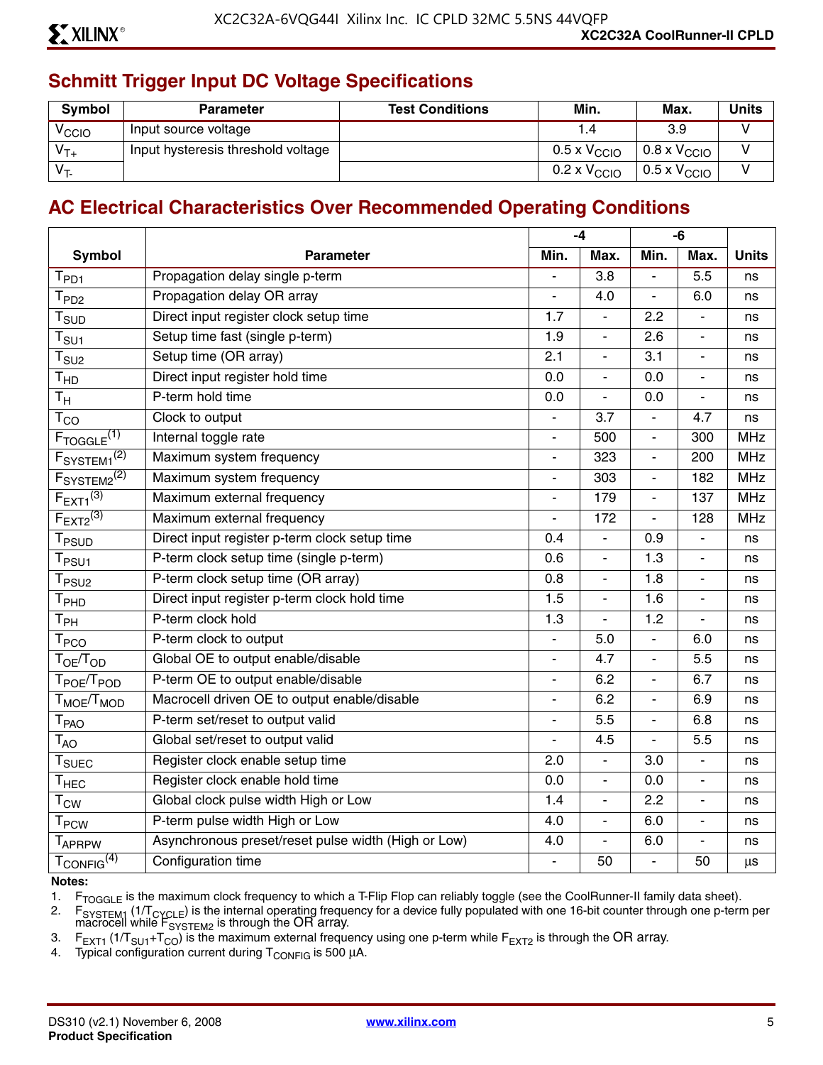## Schmitt Trigger Input DC Voltage Specifications

| Symbol | Parameter | Test Conditions | Min. | Max. | Units |
|---|---|---|---|---|---|
| $V_{CCIO}$ | Input source voltage | | 1.4 | 3.9 | V |
| $V_{T+}$ | Input hysteresis threshold voltage | | 0.5 x $V_{CCIO}$ | 0.8 x $V_{CCIO}$ | V |
| $V_{T-}$ | | | 0.2 x $V_{CCIO}$ | 0.5 x $V_{CCIO}$ | V |

## AC Electrical Characteristics Over Recommended Operating Conditions

| Symbol | Parameter | -4 | | -6 | | Units |
|---|---|---|---|---|---|---|
| | | Min. | Max. | Min. | Max. | |
| $T_{PD1}$ | Propagation delay single p-term | - | 3.8 | - | 5.5 | ns |
| $T_{PD2}$ | Propagation delay OR array | - | 4.0 | - | 6.0 | ns |
| $T_{SUD}$ | Direct input register clock setup time | 1.7 | - | 2.2 | - | ns |
| $T_{SU1}$ | Setup time fast (single p-term) | 1.9 | - | 2.6 | - | ns |
| $T_{SU2}$ | Setup time (OR array) | 2.1 | - | 3.1 | - | ns |
| $T_{HD}$ | Direct input register hold time | 0.0 | - | 0.0 | - | ns |
| $T_H$ | P-term hold time | 0.0 | - | 0.0 | - | ns |
| $T_{CO}$ | Clock to output | - | 3.7 | - | 4.7 | ns |
| $F_{TOGGLE}$[1] | Internal toggle rate | - | 500 | - | 300 | MHz |
| $F_{SYSTEM1}$[2] | Maximum system frequency | - | 323 | - | 200 | MHz |
| $F_{SYSTEM2}$[2] | Maximum system frequency | - | 303 | - | 182 | MHz |
| $F_{EXT1}$[3] | Maximum external frequency | - | 179 | - | 137 | MHz |
| $F_{EXT2}$[3] | Maximum external frequency | - | 172 | - | 128 | MHz |
| $T_{PSUD}$ | Direct input register p-term clock setup time | 0.4 | - | 0.9 | - | ns |
| $T_{PSU1}$ | P-term clock setup time (single p-term) | 0.6 | - | 1.3 | - | ns |
| $T_{PSU2}$ | P-term clock setup time (OR array) | 0.8 | - | 1.8 | - | ns |
| $T_{PHD}$ | Direct input register p-term clock hold time | 1.5 | - | 1.6 | - | ns |
| $T_{PH}$ | P-term clock hold | 1.3 | - | 1.2 | - | ns |
| $T_{PCO}$ | P-term clock to output | - | 5.0 | - | 6.0 | ns |
| $T_{OE}/T_{OD}$ | Global OE to output enable/disable | - | 4.7 | - | 5.5 | ns |
| $T_{POE}/T_{POD}$ | P-term OE to output enable/disable | - | 6.2 | - | 6.7 | ns |
| $T_{MOE}/T_{MOD}$ | Macrocell driven OE to output enable/disable | - | 6.2 | - | 6.9 | ns |
| $T_{PAO}$ | P-term set/reset to output valid | - | 5.5 | - | 6.8 | ns |
| $T_{AO}$ | Global set/reset to output valid | - | 4.5 | - | 5.5 | ns |
| $T_{SUEC}$ | Register clock enable setup time | 2.0 | - | 3.0 | - | ns |
| $T_{HEC}$ | Register clock enable hold time | 0.0 | - | 0.0 | - | ns |
| $T_{CW}$ | Global clock pulse width High or Low | 1.4 | - | 2.2 | - | ns |
| $T_{PCW}$ | P-term pulse width High or Low | 4.0 | - | 6.0 | - | ns |
| $T_{APRPW}$ | Asynchronous preset/reset pulse width (High or Low) | 4.0 | - | 6.0 | - | ns |
| $T_{CONFIG}$[4] | Configuration time | - | 50 | - | 50 | µs |

**Notes:**

1. $F_{TOGGLE}$ is the maximum clock frequency to which a T-Flip Flop can reliably toggle (see the CoolRunner-II family data sheet).
2. $F_{SYSTEM1}$ ($1/T_{CYCLE}$) is the internal operating frequency for a device fully populated with one 16-bit counter through one p-term per macrocell while $F_{SYSTEM2}$ is through the OR array.
3. $F_{EXT1}$ ($1/T_{SU1}+T_{CO}$) is the maximum external frequency using one p-term while $F_{EXT2}$ is through the OR array.
4. Typical configuration current during $T_{CONFIG}$ is 500 µA.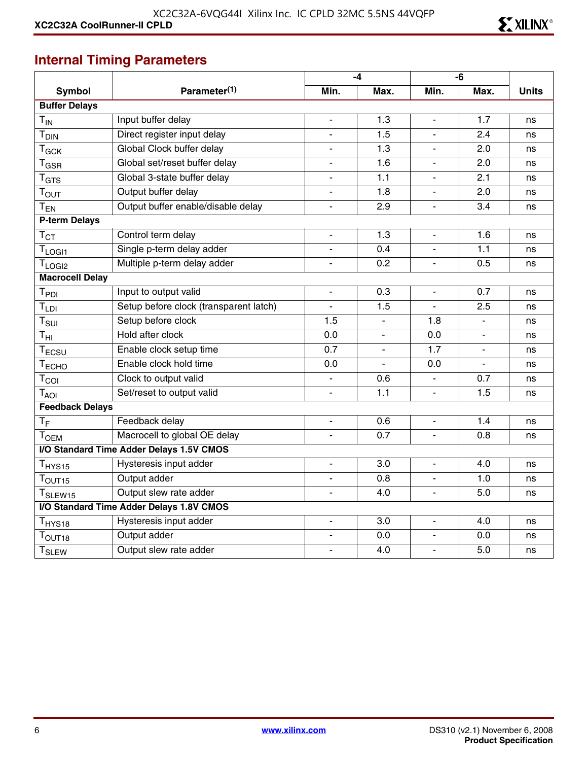## Internal Timing Parameters

| Symbol | Parameter(1) | -4 | | -6 | | Units |
|---|---|---|---|---|---|---|
| | | Min. | Max. | Min. | Max. | |
| **Buffer Delays** | | | | | | |
| $T_{IN}$ | Input buffer delay | - | 1.3 | - | 1.7 | ns |
| $T_{DIN}$ | Direct register input delay | - | 1.5 | - | 2.4 | ns |
| $T_{GCK}$ | Global Clock buffer delay | - | 1.3 | - | 2.0 | ns |
| $T_{GSR}$ | Global set/reset buffer delay | - | 1.6 | - | 2.0 | ns |
| $T_{GTS}$ | Global 3-state buffer delay | - | 1.1 | - | 2.1 | ns |
| $T_{OUT}$ | Output buffer delay | - | 1.8 | - | 2.0 | ns |
| $T_{EN}$ | Output buffer enable/disable delay | - | 2.9 | - | 3.4 | ns |
| **P-term Delays** | | | | | | |
| $T_{CT}$ | Control term delay | - | 1.3 | - | 1.6 | ns |
| $T_{LOGI1}$ | Single p-term delay adder | - | 0.4 | - | 1.1 | ns |
| $T_{LOGI2}$ | Multiple p-term delay adder | - | 0.2 | - | 0.5 | ns |
| **Macrocell Delay** | | | | | | |
| $T_{PDI}$ | Input to output valid | - | 0.3 | - | 0.7 | ns |
| $T_{LDI}$ | Setup before clock (transparent latch) | - | 1.5 | - | 2.5 | ns |
| $T_{SUI}$ | Setup before clock | 1.5 | - | 1.8 | - | ns |
| $T_{HI}$ | Hold after clock | 0.0 | - | 0.0 | - | ns |
| $T_{ECSU}$ | Enable clock setup time | 0.7 | - | 1.7 | - | ns |
| $T_{ECHO}$ | Enable clock hold time | 0.0 | - | 0.0 | - | ns |
| $T_{COI}$ | Clock to output valid | - | 0.6 | - | 0.7 | ns |
| $T_{AOI}$ | Set/reset to output valid | - | 1.1 | - | 1.5 | ns |
| **Feedback Delays** | | | | | | |
| $T_{F}$ | Feedback delay | - | 0.6 | - | 1.4 | ns |
| $T_{OEM}$ | Macrocell to global OE delay | - | 0.7 | - | 0.8 | ns |
| **I/O Standard Time Adder Delays 1.5V CMOS** | | | | | | |
| $T_{HYS15}$ | Hysteresis input adder | - | 3.0 | - | 4.0 | ns |
| $T_{OUT15}$ | Output adder | - | 0.8 | - | 1.0 | ns |
| $T_{SLEW15}$ | Output slew rate adder | - | 4.0 | - | 5.0 | ns |
| **I/O Standard Time Adder Delays 1.8V CMOS** | | | | | | |
| $T_{HYS18}$ | Hysteresis input adder | - | 3.0 | - | 4.0 | ns |
| $T_{OUT18}$ | Output adder | - | 0.0 | - | 0.0 | ns |
| $T_{SLEW}$ | Output slew rate adder | - | 4.0 | - | 5.0 | ns |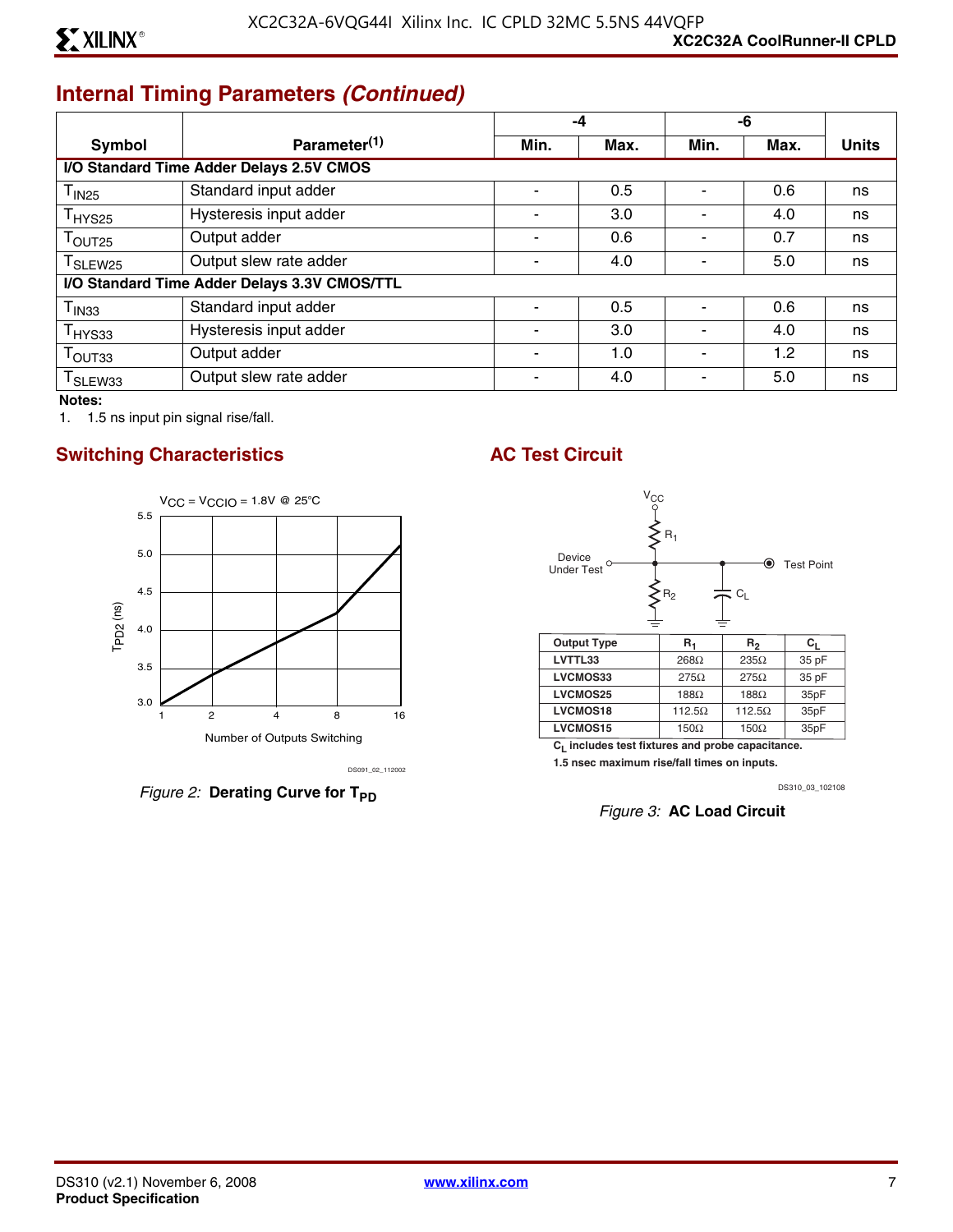## Internal Timing Parameters *(Continued)*

| Symbol | Parameter(1) | -4 | | -6 | | Units |
|---|---|---|---|---|---|---|
| | | Min. | Max. | Min. | Max. | |
| **I/O Standard Time Adder Delays 2.5V CMOS** | | | | | | |
| $T_{IN25}$ | Standard input adder | - | 0.5 | - | 0.6 | ns |
| $T_{HYS25}$ | Hysteresis input adder | - | 3.0 | - | 4.0 | ns |
| $T_{OUT25}$ | Output adder | - | 0.6 | - | 0.7 | ns |
| $T_{SLEW25}$ | Output slew rate adder | - | 4.0 | - | 5.0 | ns |
| **I/O Standard Time Adder Delays 3.3V CMOS/TTL** | | | | | | |
| $T_{IN33}$ | Standard input adder | - | 0.5 | - | 0.6 | ns |
| $T_{HYS33}$ | Hysteresis input adder | - | 3.0 | - | 4.0 | ns |
| $T_{OUT33}$ | Output adder | - | 1.0 | - | 1.2 | ns |
| $T_{SLEW33}$ | Output slew rate adder | - | 4.0 | - | 5.0 | ns |

**Notes:**

1. 1.5 ns input pin signal rise/fall.

## Switching Characteristics

$V_{CC} = V_{CCIO}$ = 1.8V @ 25°C

DS091_02_112002

*Figure 2:* **Derating Curve for $T_{PD}$**

## AC Test Circuit

| Output Type | $R_1$ | $R_2$ | $C_L$ |
|---|---|---|---|
| LVTTL33 | 268Ω | 235Ω | 35 pF |
| LVCMOS33 | 275Ω | 275Ω | 35 pF |
| LVCMOS25 | 188Ω | 188Ω | 35pF |
| LVCMOS18 | 112.5Ω | 112.5Ω | 35pF |
| LVCMOS15 | 150Ω | 150Ω | 35pF |

$C_L$ includes test fixtures and probe capacitance.

1.5 nsec maximum rise/fall times on inputs.

DS310_03_102108

*Figure 3:* **AC Load Circuit**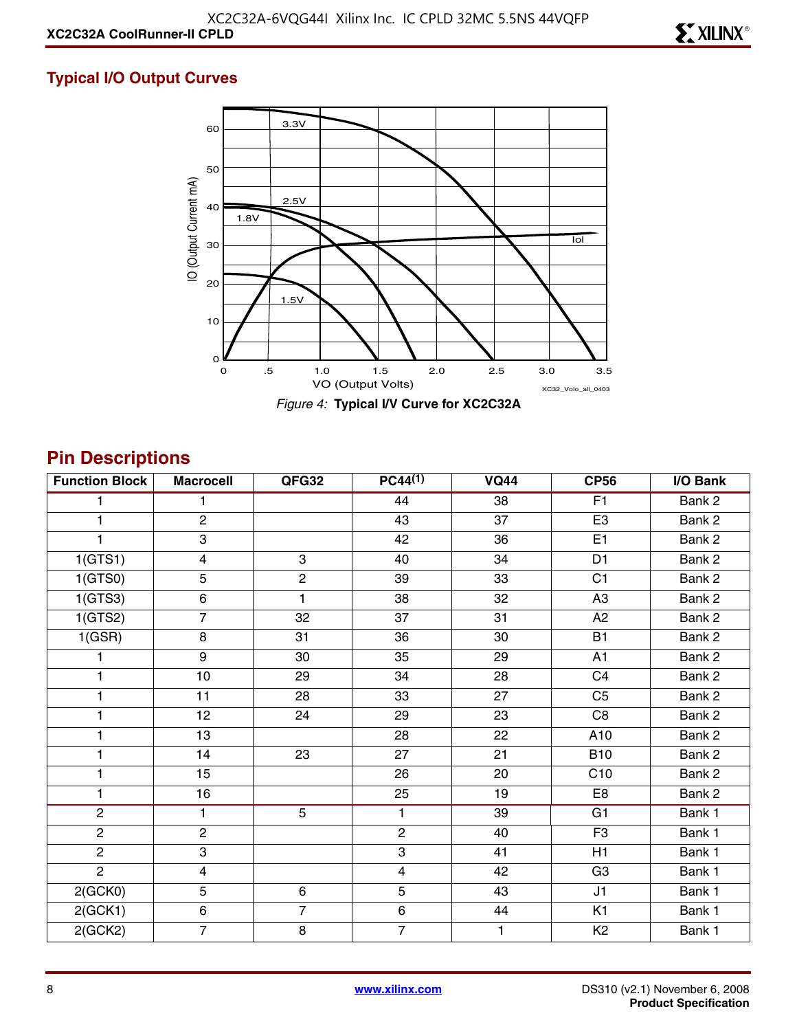## Typical I/O Output Curves

*Figure 4:* **Typical I/V Curve for XC2C32A**

## Pin Descriptions

| Function Block | Macrocell | QFG32 | PC44(1) | VQ44 | CP56 | I/O Bank |
|---|---|---|---|---|---|---|
| 1 | 1 | | 44 | 38 | F1 | Bank 2 |
| 1 | 2 | | 43 | 37 | E3 | Bank 2 |
| 1 | 3 | | 42 | 36 | E1 | Bank 2 |
| 1(GTS1) | 4 | 3 | 40 | 34 | D1 | Bank 2 |
| 1(GTS0) | 5 | 2 | 39 | 33 | C1 | Bank 2 |
| 1(GTS3) | 6 | 1 | 38 | 32 | A3 | Bank 2 |
| 1(GTS2) | 7 | 32 | 37 | 31 | A2 | Bank 2 |
| 1(GSR) | 8 | 31 | 36 | 30 | B1 | Bank 2 |
| 1 | 9 | 30 | 35 | 29 | A1 | Bank 2 |
| 1 | 10 | 29 | 34 | 28 | C4 | Bank 2 |
| 1 | 11 | 28 | 33 | 27 | C5 | Bank 2 |
| 1 | 12 | 24 | 29 | 23 | C8 | Bank 2 |
| 1 | 13 | | 28 | 22 | A10 | Bank 2 |
| 1 | 14 | 23 | 27 | 21 | B10 | Bank 2 |
| 1 | 15 | | 26 | 20 | C10 | Bank 2 |
| 1 | 16 | | 25 | 19 | E8 | Bank 2 |
| 2 | 1 | 5 | 1 | 39 | G1 | Bank 1 |
| 2 | 2 | | 2 | 40 | F3 | Bank 1 |
| 2 | 3 | | 3 | 41 | H1 | Bank 1 |
| 2 | 4 | | 4 | 42 | G3 | Bank 1 |
| 2(GCK0) | 5 | 6 | 5 | 43 | J1 | Bank 1 |
| 2(GCK1) | 6 | 7 | 6 | 44 | K1 | Bank 1 |
| 2(GCK2) | 7 | 8 | 7 | 1 | K2 | Bank 1 |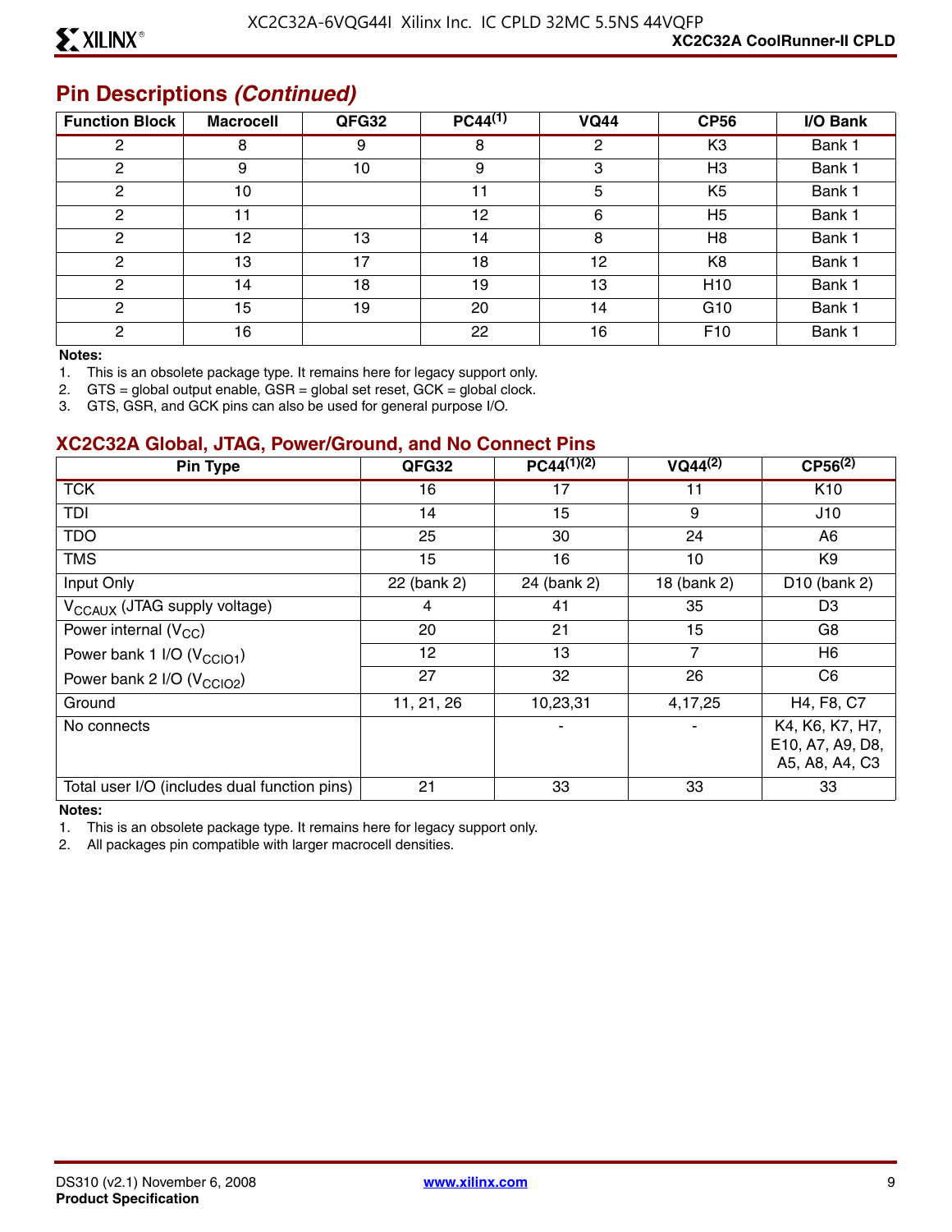## Pin Descriptions *(Continued)*

| Function Block | Macrocell | QFG32 | PC44[1] | VQ44 | CP56 | I/O Bank |
|---|---|---|---|---|---|---|
| 2 | 8 | 9 | 8 | 2 | K3 | Bank 1 |
| 2 | 9 | 10 | 9 | 3 | H3 | Bank 1 |
| 2 | 10 | | 11 | 5 | K5 | Bank 1 |
| 2 | 11 | | 12 | 6 | H5 | Bank 1 |
| 2 | 12 | 13 | 14 | 8 | H8 | Bank 1 |
| 2 | 13 | 17 | 18 | 12 | K8 | Bank 1 |
| 2 | 14 | 18 | 19 | 13 | H10 | Bank 1 |
| 2 | 15 | 19 | 20 | 14 | G10 | Bank 1 |
| 2 | 16 | | 22 | 16 | F10 | Bank 1 |

**Notes:**

1. This is an obsolete package type. It remains here for legacy support only.
2. GTS = global output enable, GSR = global set reset, GCK = global clock.
3. GTS, GSR, and GCK pins can also be used for general purpose I/O.

### XC2C32A Global, JTAG, Power/Ground, and No Connect Pins

| Pin Type | QFG32 | PC44[1][2] | VQ44[2] | CP56[2] |
|---|---|---|---|---|
| TCK | 16 | 17 | 11 | K10 |
| TDI | 14 | 15 | 9 | J10 |
| TDO | 25 | 30 | 24 | A6 |
| TMS | 15 | 16 | 10 | K9 |
| Input Only | 22 (bank 2) | 24 (bank 2) | 18 (bank 2) | D10 (bank 2) |
| $V_{CCAUX}$ (JTAG supply voltage) | 4 | 41 | 35 | D3 |
| Power internal ($V_{CC}$) | 20 | 21 | 15 | G8 |
| Power bank 1 I/O ($V_{CCIO1}$) | 12 | 13 | 7 | H6 |
| Power bank 2 I/O ($V_{CCIO2}$) | 27 | 32 | 26 | C6 |
| Ground | 11, 21, 26 | 10,23,31 | 4,17,25 | H4, F8, C7 |
| No connects | | - | - | K4, K6, K7, H7, E10, A7, A9, D8, A5, A8, A4, C3 |
| Total user I/O (includes dual function pins) | 21 | 33 | 33 | 33 |

**Notes:**

1. This is an obsolete package type. It remains here for legacy support only.
2. All packages pin compatible with larger macrocell densities.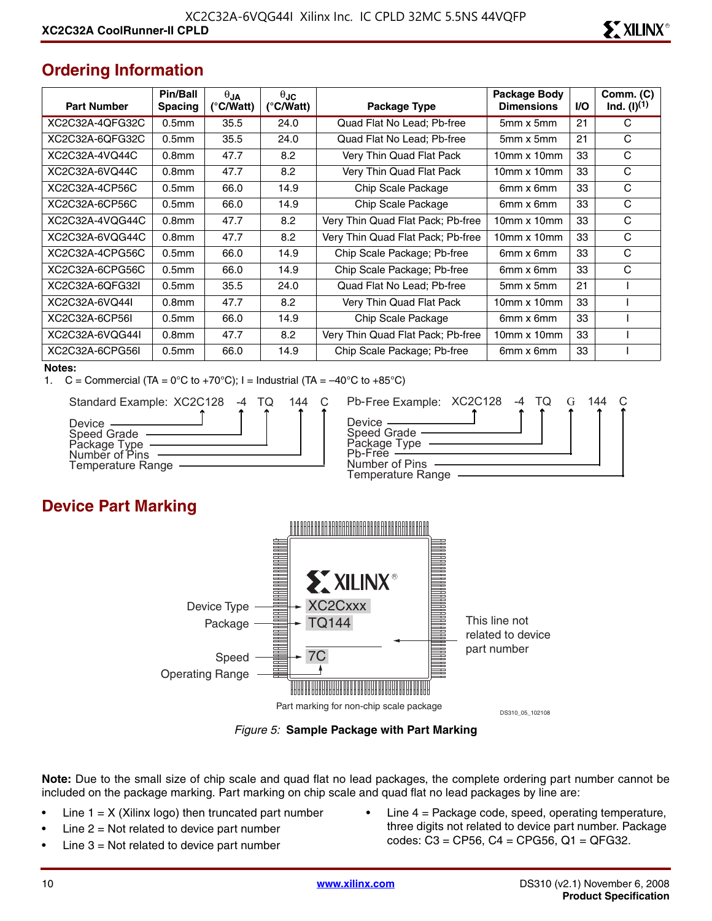## Ordering Information

| Part Number | Pin/Ball Spacing | $\theta_{JA}$ (°C/Watt) | $\theta_{JC}$ (°C/Watt) | Package Type | Package Body Dimensions | I/O | Comm. (C) Ind. (I)[1] |
|---|---|---|---|---|---|---|---|
| XC2C32A-4QFG32C | 0.5mm | 35.5 | 24.0 | Quad Flat No Lead; Pb-free | 5mm x 5mm | 21 | C |
| XC2C32A-6QFG32C | 0.5mm | 35.5 | 24.0 | Quad Flat No Lead; Pb-free | 5mm x 5mm | 21 | C |
| XC2C32A-4VQ44C | 0.8mm | 47.7 | 8.2 | Very Thin Quad Flat Pack | 10mm x 10mm | 33 | C |
| XC2C32A-6VQ44C | 0.8mm | 47.7 | 8.2 | Very Thin Quad Flat Pack | 10mm x 10mm | 33 | C |
| XC2C32A-4CP56C | 0.5mm | 66.0 | 14.9 | Chip Scale Package | 6mm x 6mm | 33 | C |
| XC2C32A-6CP56C | 0.5mm | 66.0 | 14.9 | Chip Scale Package | 6mm x 6mm | 33 | C |
| XC2C32A-4VQG44C | 0.8mm | 47.7 | 8.2 | Very Thin Quad Flat Pack; Pb-free | 10mm x 10mm | 33 | C |
| XC2C32A-6VQG44C | 0.8mm | 47.7 | 8.2 | Very Thin Quad Flat Pack; Pb-free | 10mm x 10mm | 33 | C |
| XC2C32A-4CPG56C | 0.5mm | 66.0 | 14.9 | Chip Scale Package; Pb-free | 6mm x 6mm | 33 | C |
| XC2C32A-6CPG56C | 0.5mm | 66.0 | 14.9 | Chip Scale Package; Pb-free | 6mm x 6mm | 33 | C |
| XC2C32A-6QFG32I | 0.5mm | 35.5 | 24.0 | Quad Flat No Lead; Pb-free | 5mm x 5mm | 21 | I |
| XC2C32A-6VQ44I | 0.8mm | 47.7 | 8.2 | Very Thin Quad Flat Pack | 10mm x 10mm | 33 | I |
| XC2C32A-6CP56I | 0.5mm | 66.0 | 14.9 | Chip Scale Package | 6mm x 6mm | 33 | I |
| XC2C32A-6VQG44I | 0.8mm | 47.7 | 8.2 | Very Thin Quad Flat Pack; Pb-free | 10mm x 10mm | 33 | I |
| XC2C32A-6CPG56I | 0.5mm | 66.0 | 14.9 | Chip Scale Package; Pb-free | 6mm x 6mm | 33 | I |

**Notes:**

1. C = Commercial (TA = 0°C to +70°C); I = Industrial (TA = –40°C to +85°C)

Standard Example: XC2C128 -4 TQ 144 C

- Device
- Speed Grade
- Package Type
- Number of Pins
- Temperature Range

Pb-Free Example: XC2C128 -4 TQ G 144 C

- Device
- Speed Grade
- Package Type
- Pb-Free
- Number of Pins
- Temperature Range

## Device Part Marking

Device Type — XC2Cxxx
Package — TQ144
Speed — 7C
Operating Range
This line not related to device part number

Part marking for non-chip scale package

DS310_05_102108

*Figure 5:* **Sample Package with Part Marking**

**Note:** Due to the small size of chip scale and quad flat no lead packages, the complete ordering part number cannot be included on the package marking. Part marking on chip scale and quad flat no lead packages by line are:

- Line 1 = X (Xilinx logo) then truncated part number
- Line 2 = Not related to device part number
- Line 3 = Not related to device part number
- Line 4 = Package code, speed, operating temperature, three digits not related to device part number. Package codes: C3 = CP56, C4 = CPG56, Q1 = QFG32.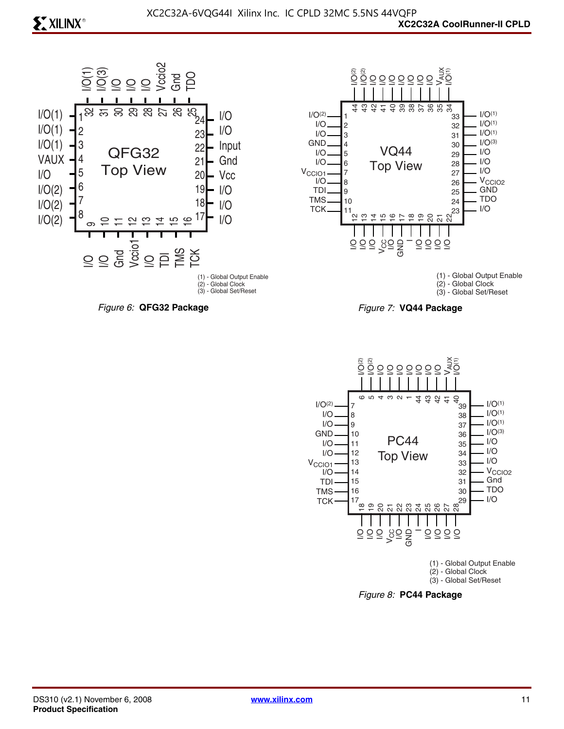(1) - Global Output Enable
(2) - Global Clock
(3) - Global Set/Reset

*Figure 6:* **QFG32 Package**

(1) - Global Output Enable
(2) - Global Clock
(3) - Global Set/Reset

*Figure 7:* **VQ44 Package**

(1) - Global Output Enable
(2) - Global Clock
(3) - Global Set/Reset

*Figure 8:* **PC44 Package**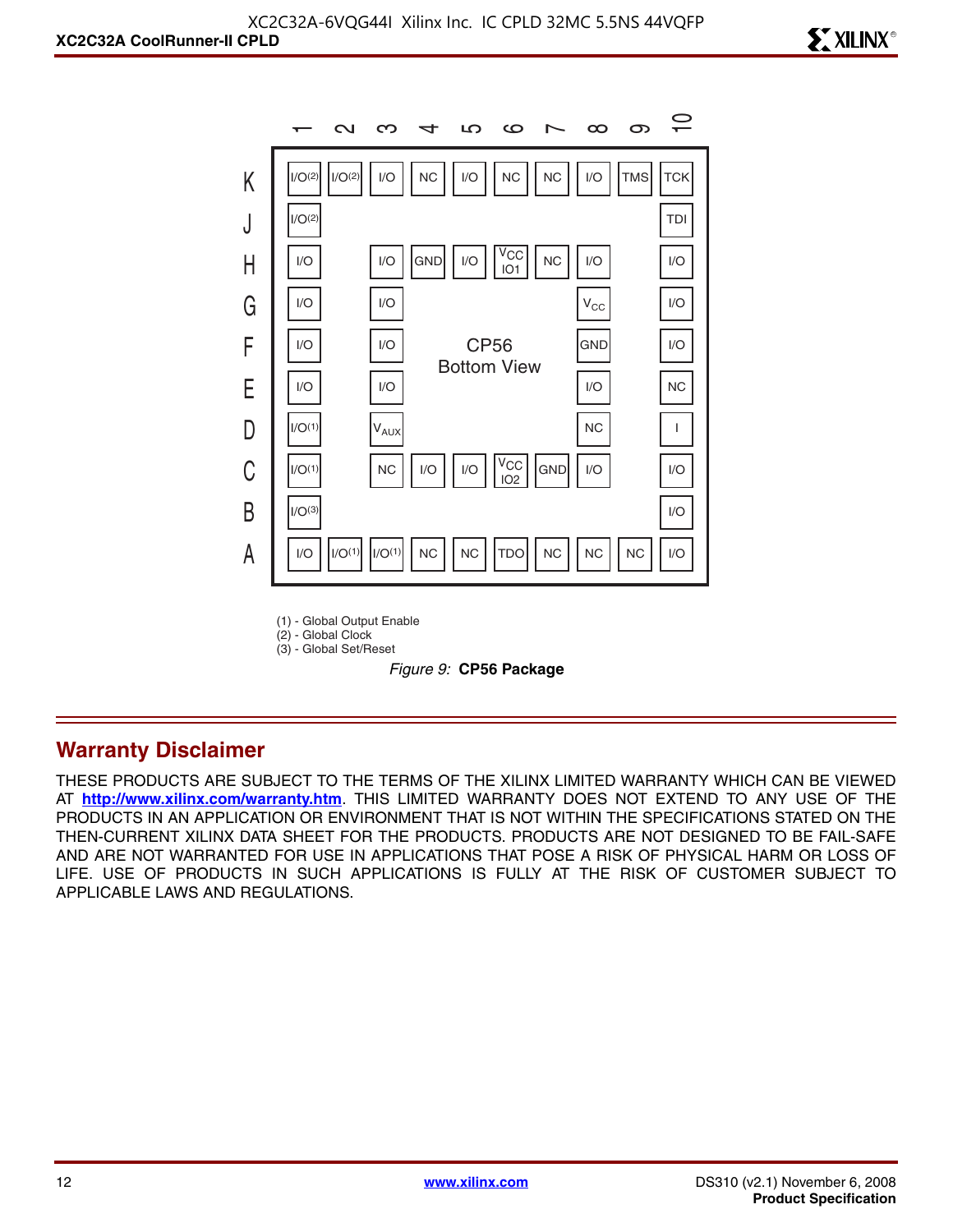| | 1 | 2 | 3 | 4 | 5 | 6 | 7 | 8 | 9 | 10 |
|---|---|---|---|---|---|---|---|---|---|---|
| K | I/O(2) | I/O(2) | I/O | NC | I/O | NC | NC | I/O | TMS | TCK |
| J | I/O(2) | | | | | | | | | TDI |
| H | I/O | | I/O | GND | I/O | $V_{CC}$ IO1 | NC | I/O | | I/O |
| G | I/O | | I/O | | | | | $V_{CC}$ | | I/O |
| F | I/O | | I/O | | | | | GND | | I/O |
| E | I/O | | I/O | | | | | I/O | | NC |
| D | I/O(1) | | $V_{AUX}$ | | | | | NC | | I |
| C | I/O(1) | | NC | I/O | I/O | $V_{CC}$ IO2 | GND | I/O | | I/O |
| B | I/O(3) | | | | | | | | | I/O |
| A | I/O | I/O(1) | I/O(1) | NC | NC | TDO | NC | NC | NC | I/O |

CP56 Bottom View

(1) - Global Output Enable
(2) - Global Clock
(3) - Global Set/Reset

*Figure 9:* **CP56 Package**

## Warranty Disclaimer

THESE PRODUCTS ARE SUBJECT TO THE TERMS OF THE XILINX LIMITED WARRANTY WHICH CAN BE VIEWED AT **http://www.xilinx.com/warranty.htm**. THIS LIMITED WARRANTY DOES NOT EXTEND TO ANY USE OF THE PRODUCTS IN AN APPLICATION OR ENVIRONMENT THAT IS NOT WITHIN THE SPECIFICATIONS STATED ON THE THEN-CURRENT XILINX DATA SHEET FOR THE PRODUCTS. PRODUCTS ARE NOT DESIGNED TO BE FAIL-SAFE AND ARE NOT WARRANTED FOR USE IN APPLICATIONS THAT POSE A RISK OF PHYSICAL HARM OR LOSS OF LIFE. USE OF PRODUCTS IN SUCH APPLICATIONS IS FULLY AT THE RISK OF CUSTOMER SUBJECT TO APPLICABLE LAWS AND REGULATIONS.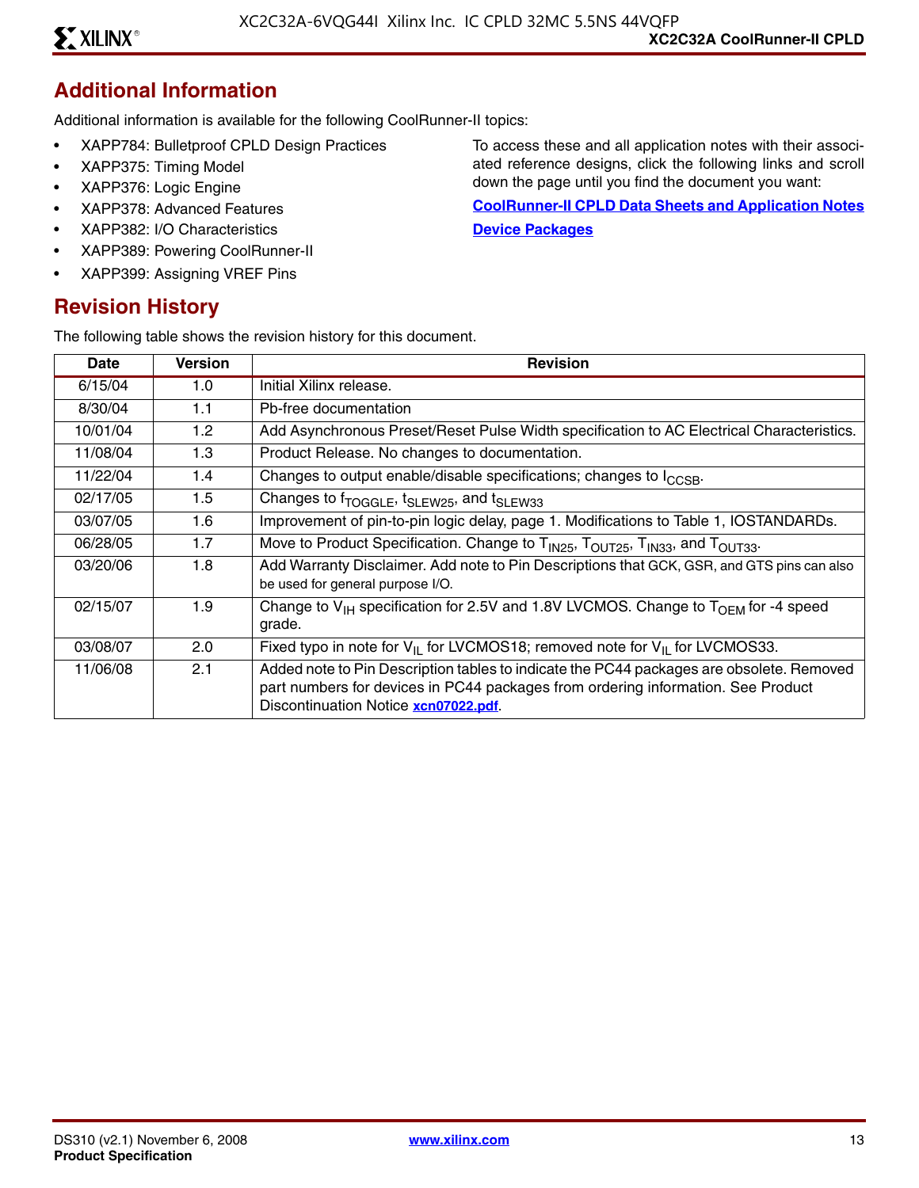## Additional Information

Additional information is available for the following CoolRunner-II topics:

- XAPP784: Bulletproof CPLD Design Practices
- XAPP375: Timing Model
- XAPP376: Logic Engine
- XAPP378: Advanced Features
- XAPP382: I/O Characteristics
- XAPP389: Powering CoolRunner-II
- XAPP399: Assigning VREF Pins

To access these and all application notes with their associated reference designs, click the following links and scroll down the page until you find the document you want:

**CoolRunner-II CPLD Data Sheets and Application Notes**

**Device Packages**

## Revision History

The following table shows the revision history for this document.

| Date | Version | Revision |
|---|---|---|
| 6/15/04 | 1.0 | Initial Xilinx release. |
| 8/30/04 | 1.1 | Pb-free documentation |
| 10/01/04 | 1.2 | Add Asynchronous Preset/Reset Pulse Width specification to AC Electrical Characteristics. |
| 11/08/04 | 1.3 | Product Release. No changes to documentation. |
| 11/22/04 | 1.4 | Changes to output enable/disable specifications; changes to $I_{CCSB}$. |
| 02/17/05 | 1.5 | Changes to $f_{TOGGLE}$, $t_{SLEW25}$, and $t_{SLEW33}$ |
| 03/07/05 | 1.6 | Improvement of pin-to-pin logic delay, page 1. Modifications to Table 1, IOSTANDARDs. |
| 06/28/05 | 1.7 | Move to Product Specification. Change to $T_{IN25}$, $T_{OUT25}$, $T_{IN33}$, and $T_{OUT33}$. |
| 03/20/06 | 1.8 | Add Warranty Disclaimer. Add note to Pin Descriptions that GCK, GSR, and GTS pins can also be used for general purpose I/O. |
| 02/15/07 | 1.9 | Change to $V_{IH}$ specification for 2.5V and 1.8V LVCMOS. Change to $T_{OEM}$ for -4 speed grade. |
| 03/08/07 | 2.0 | Fixed typo in note for $V_{IL}$ for LVCMOS18; removed note for $V_{IL}$ for LVCMOS33. |
| 11/06/08 | 2.1 | Added note to Pin Description tables to indicate the PC44 packages are obsolete. Removed part numbers for devices in PC44 packages from ordering information. See Product Discontinuation Notice **xcn07022.pdf**. |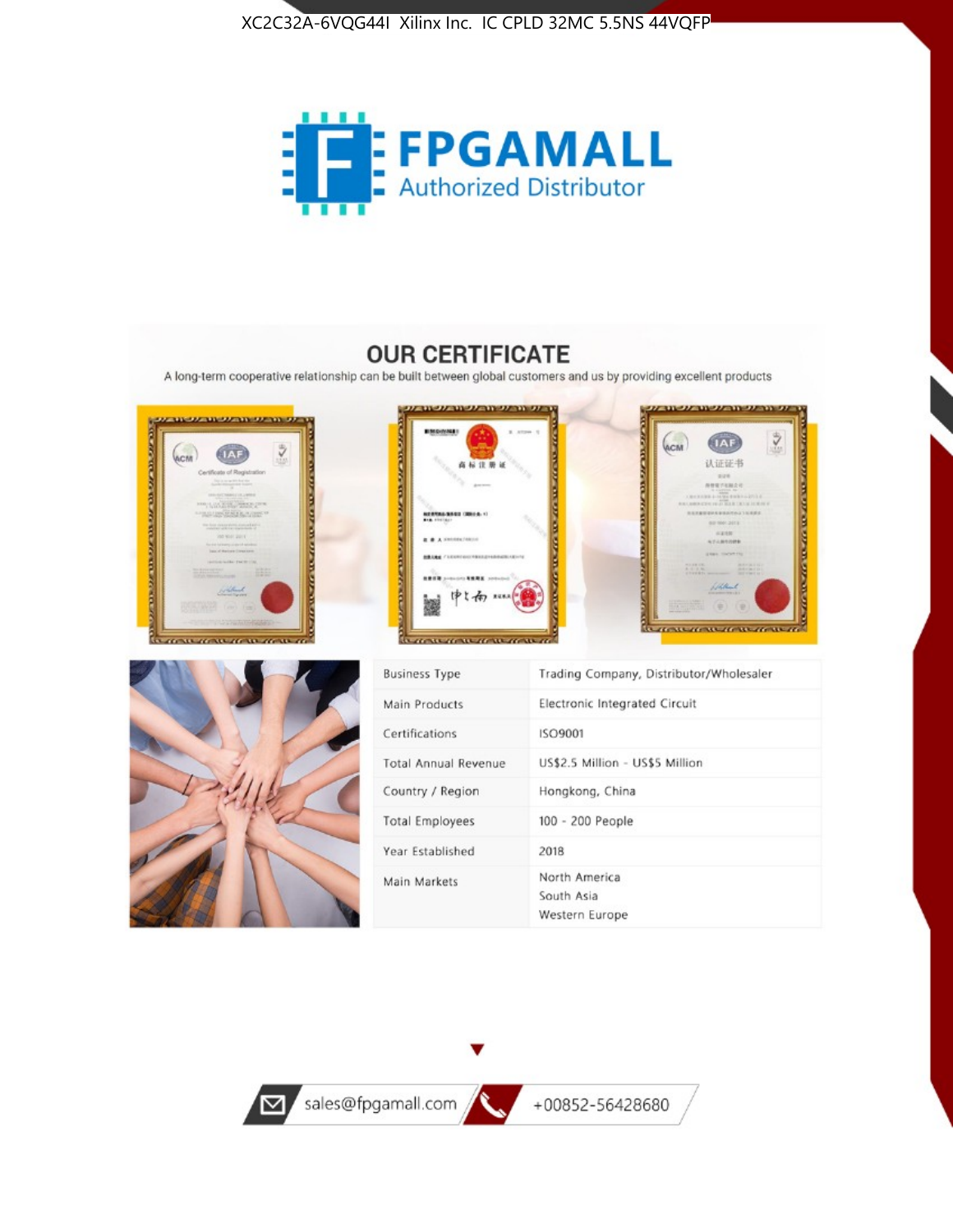FPGAMALL
Authorized Distributor

## OUR CERTIFICATE

A long-term cooperative relationship can be built between global customers and us by providing excellent products

| | |
|---|---|
| Business Type | Trading Company, Distributor/Wholesaler |
| Main Products | Electronic Integrated Circuit |
| Certifications | ISO9001 |
| Total Annual Revenue | US$2.5 Million - US$5 Million |
| Country / Region | Hongkong, China |
| Total Employees | 100 - 200 People |
| Year Established | 2018 |
| Main Markets | North America<br>South Asia<br>Western Europe |

sales@fpgamall.com

+00852-56428680